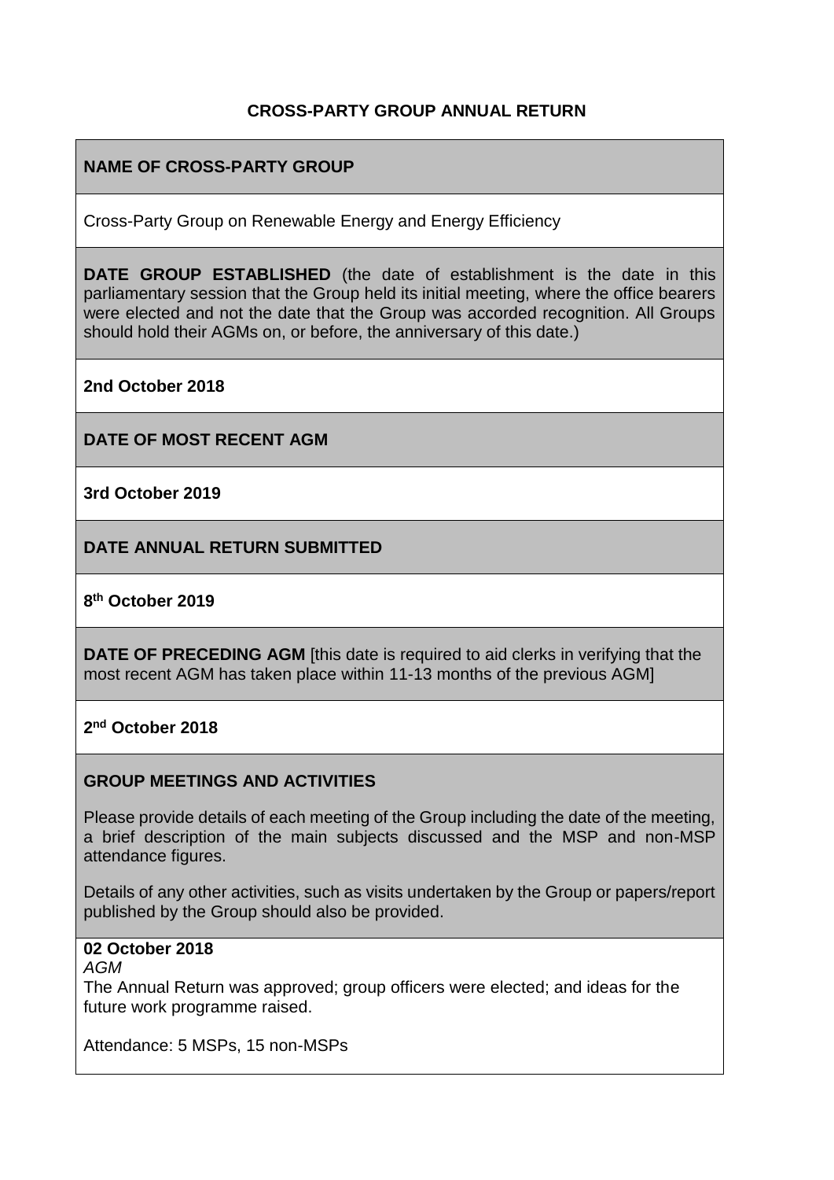# CROSS-PARTY GROUP ANNUAL RETURN

## NAME OF CROSS-PARTY GROUP

Cross-Party Group on Renewable Energy and Energy Efficiency

**DATE GROUP ESTABLISHED** (the date of establishment is the date in this parliamentary session that the Group held its initial meeting, where the office bearers were elected and not the date that the Group was accorded recognition. All Groups should hold their AGMs on, or before, the anniversary of this date.)

**2nd October 2018**

## DATE OF MOST RECENT AGM

**3rd October 2019**

## DATE ANNUAL RETURN SUBMITTED

**8th October 2019**

**DATE OF PRECEDING AGM** [this date is required to aid clerks in verifying that the most recent AGM has taken place within 11-13 months of the previous AGM]

**2nd October 2018**

## GROUP MEETINGS AND ACTIVITIES

Please provide details of each meeting of the Group including the date of the meeting, a brief description of the main subjects discussed and the MSP and non-MSP attendance figures.

Details of any other activities, such as visits undertaken by the Group or papers/report published by the Group should also be provided.

**02 October 2018**

*AGM*

The Annual Return was approved; group officers were elected; and ideas for the future work programme raised.

Attendance: 5 MSPs, 15 non-MSPs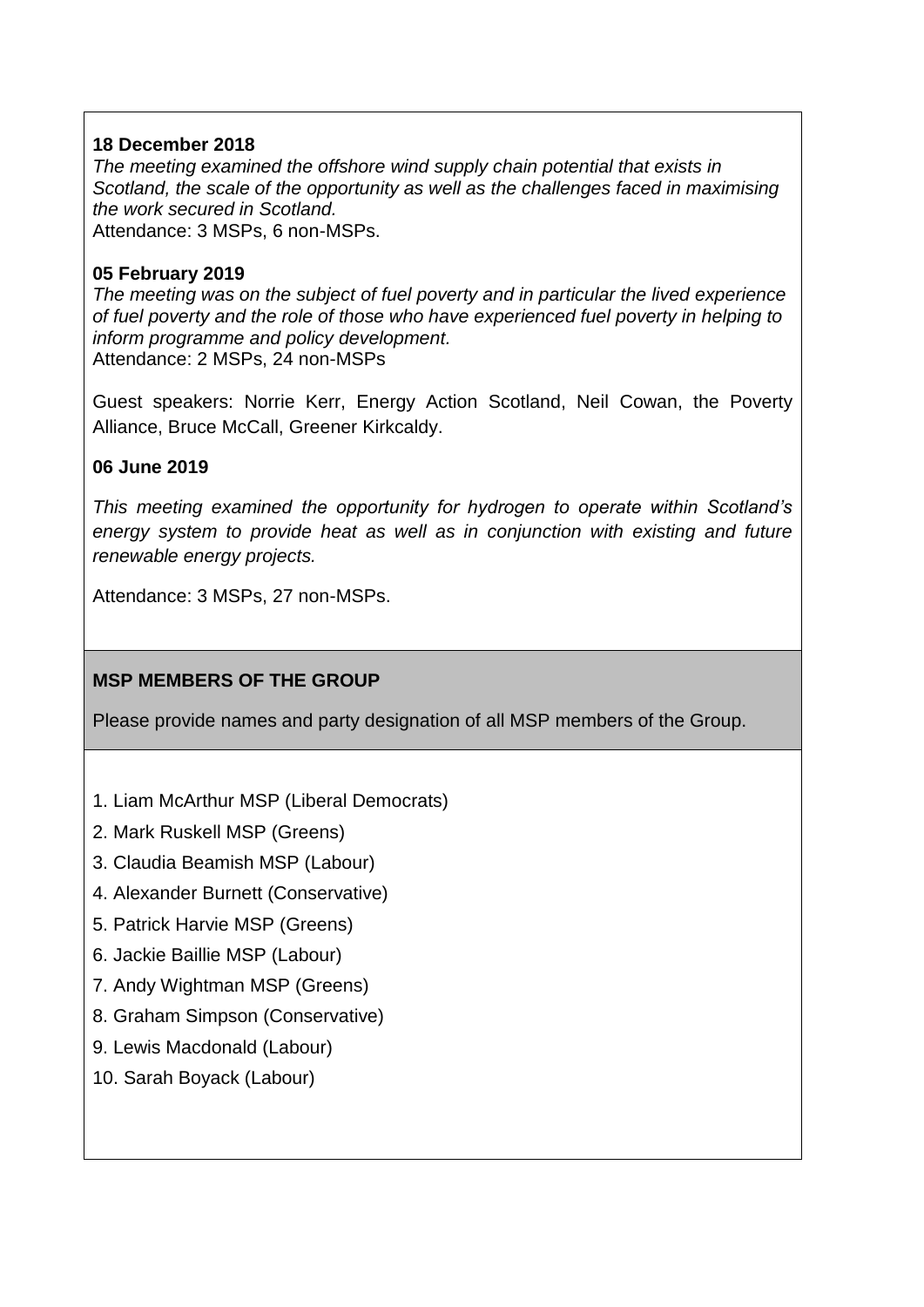**18 December 2018**

*The meeting examined the offshore wind supply chain potential that exists in Scotland, the scale of the opportunity as well as the challenges faced in maximising the work secured in Scotland.*

Attendance: 3 MSPs, 6 non-MSPs.

**05 February 2019**

*The meeting was on the subject of fuel poverty and in particular the lived experience of fuel poverty and the role of those who have experienced fuel poverty in helping to inform programme and policy development.*

Attendance: 2 MSPs, 24 non-MSPs

Guest speakers: Norrie Kerr, Energy Action Scotland, Neil Cowan, the Poverty Alliance, Bruce McCall, Greener Kirkcaldy.

**06 June 2019**

*This meeting examined the opportunity for hydrogen to operate within Scotland's energy system to provide heat as well as in conjunction with existing and future renewable energy projects.*

Attendance: 3 MSPs, 27 non-MSPs.

**MSP MEMBERS OF THE GROUP**

Please provide names and party designation of all MSP members of the Group.

1. Liam McArthur MSP (Liberal Democrats)
2. Mark Ruskell MSP (Greens)
3. Claudia Beamish MSP (Labour)
4. Alexander Burnett (Conservative)
5. Patrick Harvie MSP (Greens)
6. Jackie Baillie MSP (Labour)
7. Andy Wightman MSP (Greens)
8. Graham Simpson (Conservative)
9. Lewis Macdonald (Labour)
10. Sarah Boyack (Labour)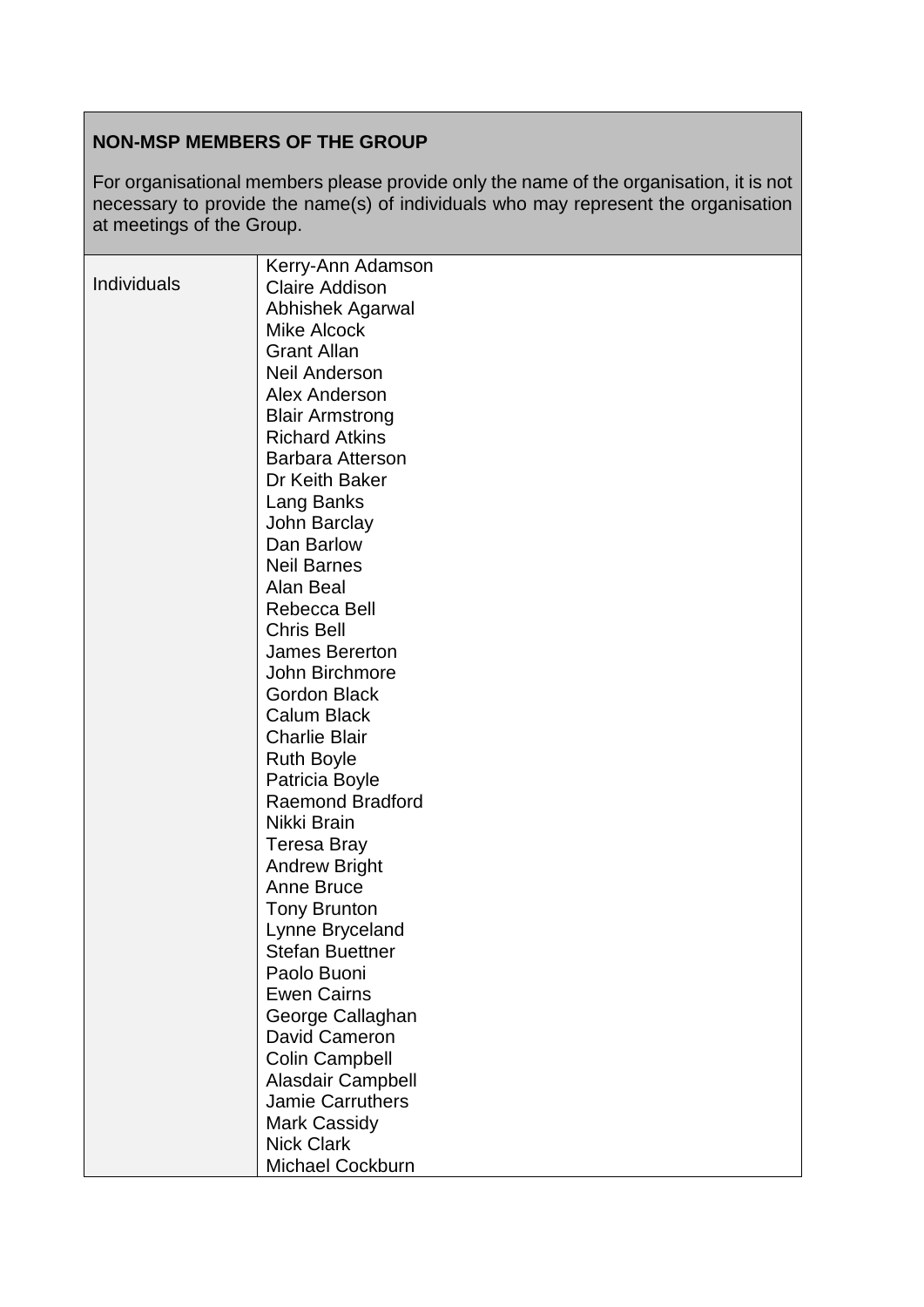| **NON-MSP MEMBERS OF THE GROUP**<br><br>For organisational members please provide only the name of the organisation, it is not necessary to provide the name(s) of individuals who may represent the organisation at meetings of the Group. | |
|---|---|
| Individuals | Kerry-Ann Adamson<br>Claire Addison<br>Abhishek Agarwal<br>Mike Alcock<br>Grant Allan<br>Neil Anderson<br>Alex Anderson<br>Blair Armstrong<br>Richard Atkins<br>Barbara Atterson<br>Dr Keith Baker<br>Lang Banks<br>John Barclay<br>Dan Barlow<br>Neil Barnes<br>Alan Beal<br>Rebecca Bell<br>Chris Bell<br>James Bererton<br>John Birchmore<br>Gordon Black<br>Calum Black<br>Charlie Blair<br>Ruth Boyle<br>Patricia Boyle<br>Raemond Bradford<br>Nikki Brain<br>Teresa Bray<br>Andrew Bright<br>Anne Bruce<br>Tony Brunton<br>Lynne Bryceland<br>Stefan Buettner<br>Paolo Buoni<br>Ewen Cairns<br>George Callaghan<br>David Cameron<br>Colin Campbell<br>Alasdair Campbell<br>Jamie Carruthers<br>Mark Cassidy<br>Nick Clark<br>Michael Cockburn |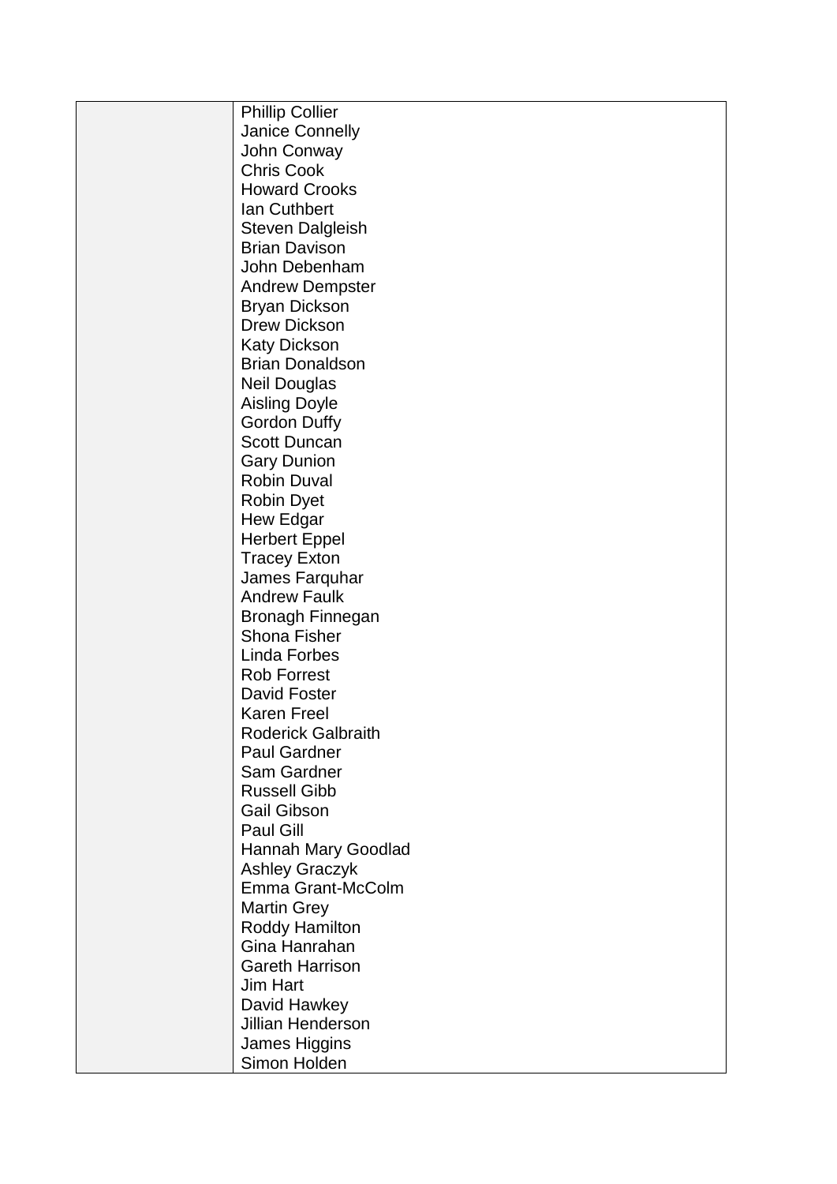| | |
|---|---|
| | Phillip Collier<br>Janice Connelly<br>John Conway<br>Chris Cook<br>Howard Crooks<br>Ian Cuthbert<br>Steven Dalgleish<br>Brian Davison<br>John Debenham<br>Andrew Dempster<br>Bryan Dickson<br>Drew Dickson<br>Katy Dickson<br>Brian Donaldson<br>Neil Douglas<br>Aisling Doyle<br>Gordon Duffy<br>Scott Duncan<br>Gary Dunion<br>Robin Duval<br>Robin Dyet<br>Hew Edgar<br>Herbert Eppel<br>Tracey Exton<br>James Farquhar<br>Andrew Faulk<br>Bronagh Finnegan<br>Shona Fisher<br>Linda Forbes<br>Rob Forrest<br>David Foster<br>Karen Freel<br>Roderick Galbraith<br>Paul Gardner<br>Sam Gardner<br>Russell Gibb<br>Gail Gibson<br>Paul Gill<br>Hannah Mary Goodlad<br>Ashley Graczyk<br>Emma Grant-McColm<br>Martin Grey<br>Roddy Hamilton<br>Gina Hanrahan<br>Gareth Harrison<br>Jim Hart<br>David Hawkey<br>Jillian Henderson<br>James Higgins<br>Simon Holden |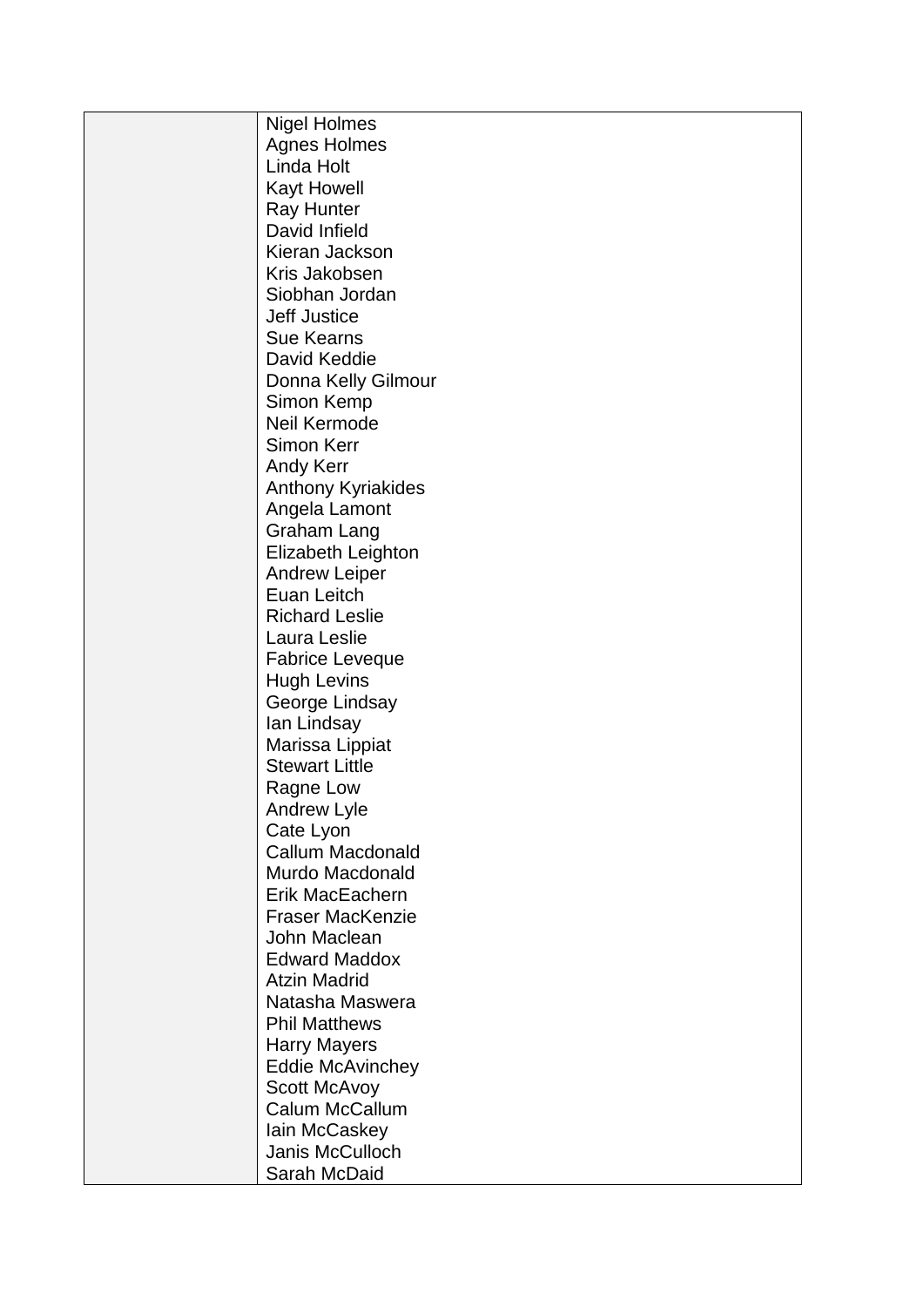| | |
|---|---|
| | Nigel Holmes<br>Agnes Holmes<br>Linda Holt<br>Kayt Howell<br>Ray Hunter<br>David Infield<br>Kieran Jackson<br>Kris Jakobsen<br>Siobhan Jordan<br>Jeff Justice<br>Sue Kearns<br>David Keddie<br>Donna Kelly Gilmour<br>Simon Kemp<br>Neil Kermode<br>Simon Kerr<br>Andy Kerr<br>Anthony Kyriakides<br>Angela Lamont<br>Graham Lang<br>Elizabeth Leighton<br>Andrew Leiper<br>Euan Leitch<br>Richard Leslie<br>Laura Leslie<br>Fabrice Leveque<br>Hugh Levins<br>George Lindsay<br>Ian Lindsay<br>Marissa Lippiat<br>Stewart Little<br>Ragne Low<br>Andrew Lyle<br>Cate Lyon<br>Callum Macdonald<br>Murdo Macdonald<br>Erik MacEachern<br>Fraser MacKenzie<br>John Maclean<br>Edward Maddox<br>Atzin Madrid<br>Natasha Maswera<br>Phil Matthews<br>Harry Mayers<br>Eddie McAvinchey<br>Scott McAvoy<br>Calum McCallum<br>Iain McCaskey<br>Janis McCulloch<br>Sarah McDaid |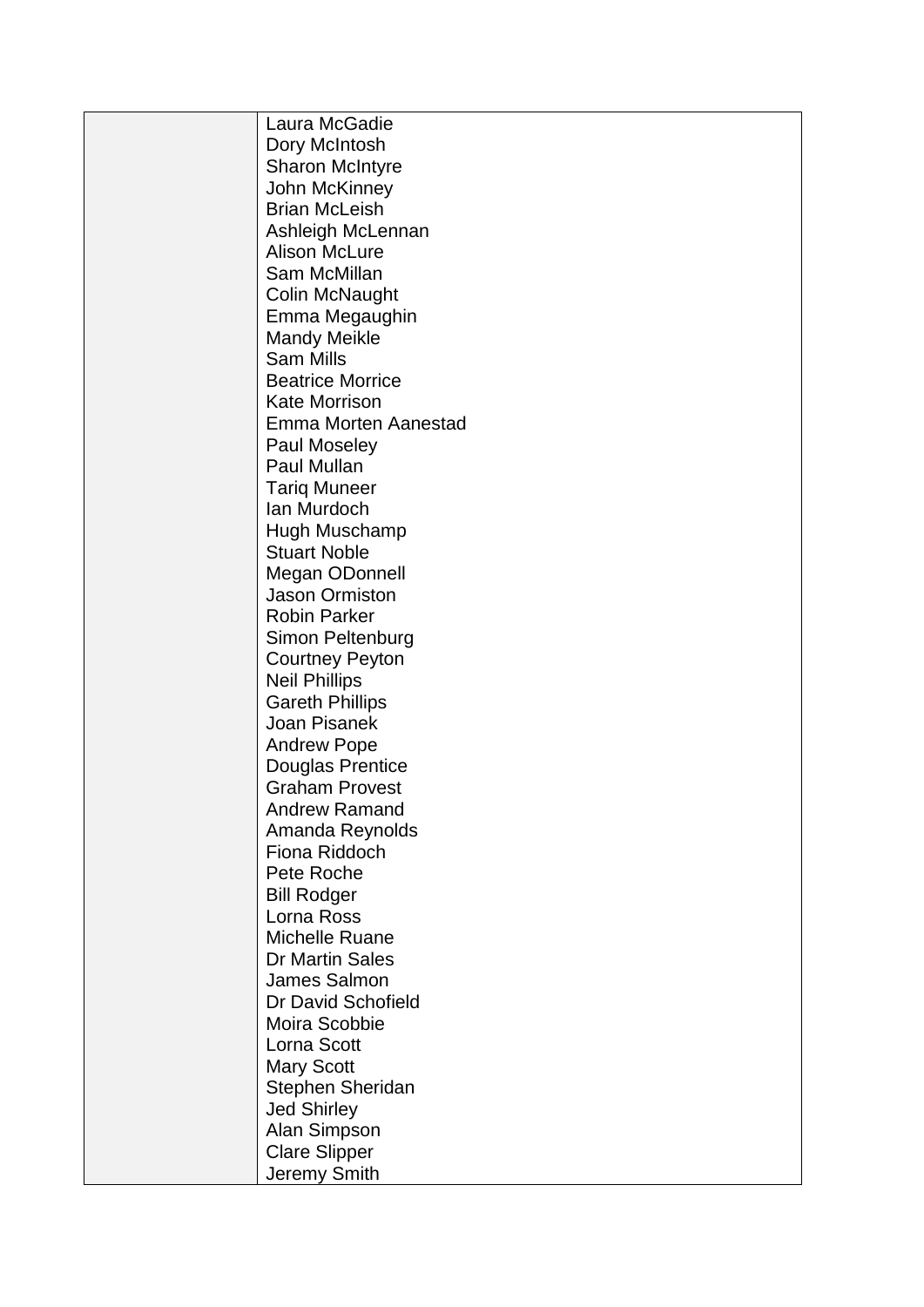| | |
|---|---|
| | Laura McGadie<br>Dory McIntosh<br>Sharon McIntyre<br>John McKinney<br>Brian McLeish<br>Ashleigh McLennan<br>Alison McLure<br>Sam McMillan<br>Colin McNaught<br>Emma Megaughin<br>Mandy Meikle<br>Sam Mills<br>Beatrice Morrice<br>Kate Morrison<br>Emma Morten Aanestad<br>Paul Moseley<br>Paul Mullan<br>Tariq Muneer<br>Ian Murdoch<br>Hugh Muschamp<br>Stuart Noble<br>Megan ODonnell<br>Jason Ormiston<br>Robin Parker<br>Simon Peltenburg<br>Courtney Peyton<br>Neil Phillips<br>Gareth Phillips<br>Joan Pisanek<br>Andrew Pope<br>Douglas Prentice<br>Graham Provest<br>Andrew Ramand<br>Amanda Reynolds<br>Fiona Riddoch<br>Pete Roche<br>Bill Rodger<br>Lorna Ross<br>Michelle Ruane<br>Dr Martin Sales<br>James Salmon<br>Dr David Schofield<br>Moira Scobbie<br>Lorna Scott<br>Mary Scott<br>Stephen Sheridan<br>Jed Shirley<br>Alan Simpson<br>Clare Slipper<br>Jeremy Smith |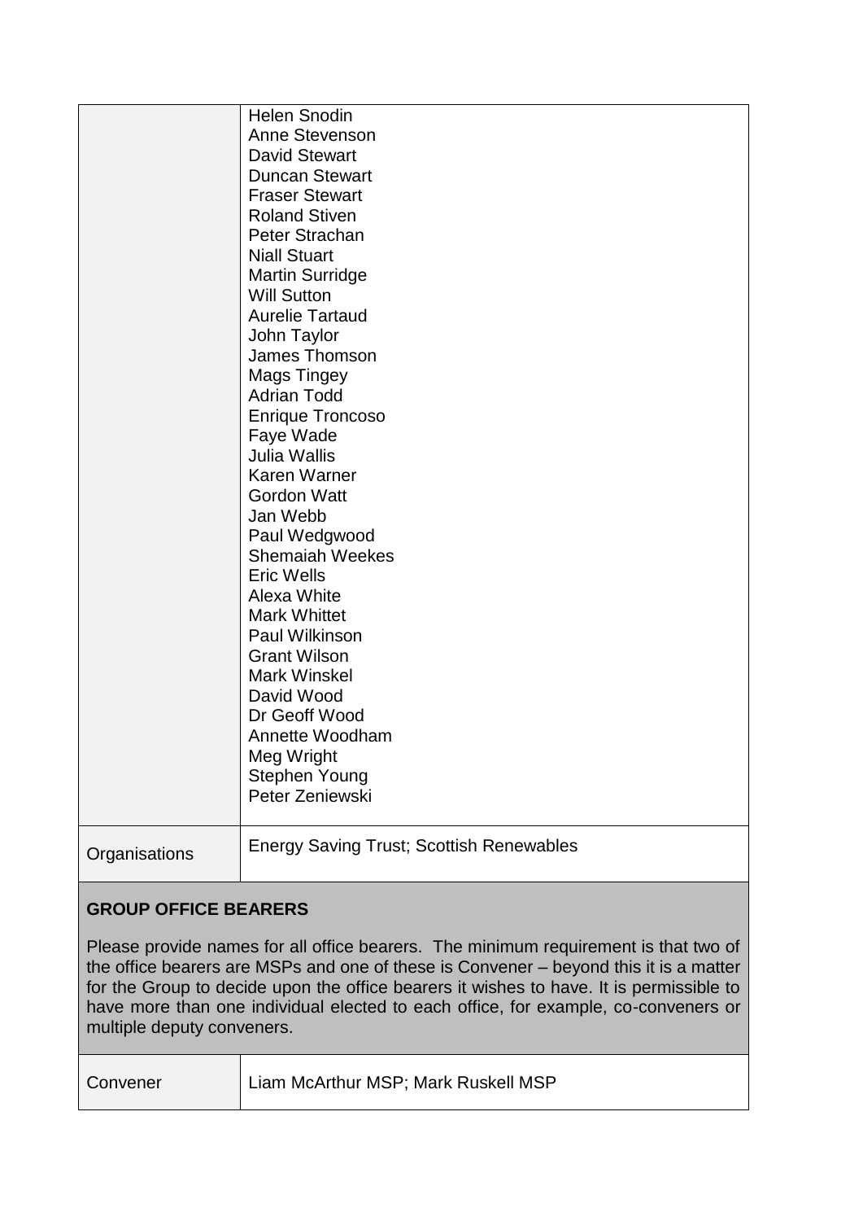| | |
|---|---|
| | Helen Snodin<br>Anne Stevenson<br>David Stewart<br>Duncan Stewart<br>Fraser Stewart<br>Roland Stiven<br>Peter Strachan<br>Niall Stuart<br>Martin Surridge<br>Will Sutton<br>Aurelie Tartaud<br>John Taylor<br>James Thomson<br>Mags Tingey<br>Adrian Todd<br>Enrique Troncoso<br>Faye Wade<br>Julia Wallis<br>Karen Warner<br>Gordon Watt<br>Jan Webb<br>Paul Wedgwood<br>Shemaiah Weekes<br>Eric Wells<br>Alexa White<br>Mark Whittet<br>Paul Wilkinson<br>Grant Wilson<br>Mark Winskel<br>David Wood<br>Dr Geoff Wood<br>Annette Woodham<br>Meg Wright<br>Stephen Young<br>Peter Zeniewski |
| Organisations | Energy Saving Trust; Scottish Renewables |

**GROUP OFFICE BEARERS**

Please provide names for all office bearers. The minimum requirement is that two of the office bearers are MSPs and one of these is Convener – beyond this it is a matter for the Group to decide upon the office bearers it wishes to have. It is permissible to have more than one individual elected to each office, for example, co-conveners or multiple deputy conveners.

| | |
|---|---|
| Convener | Liam McArthur MSP; Mark Ruskell MSP |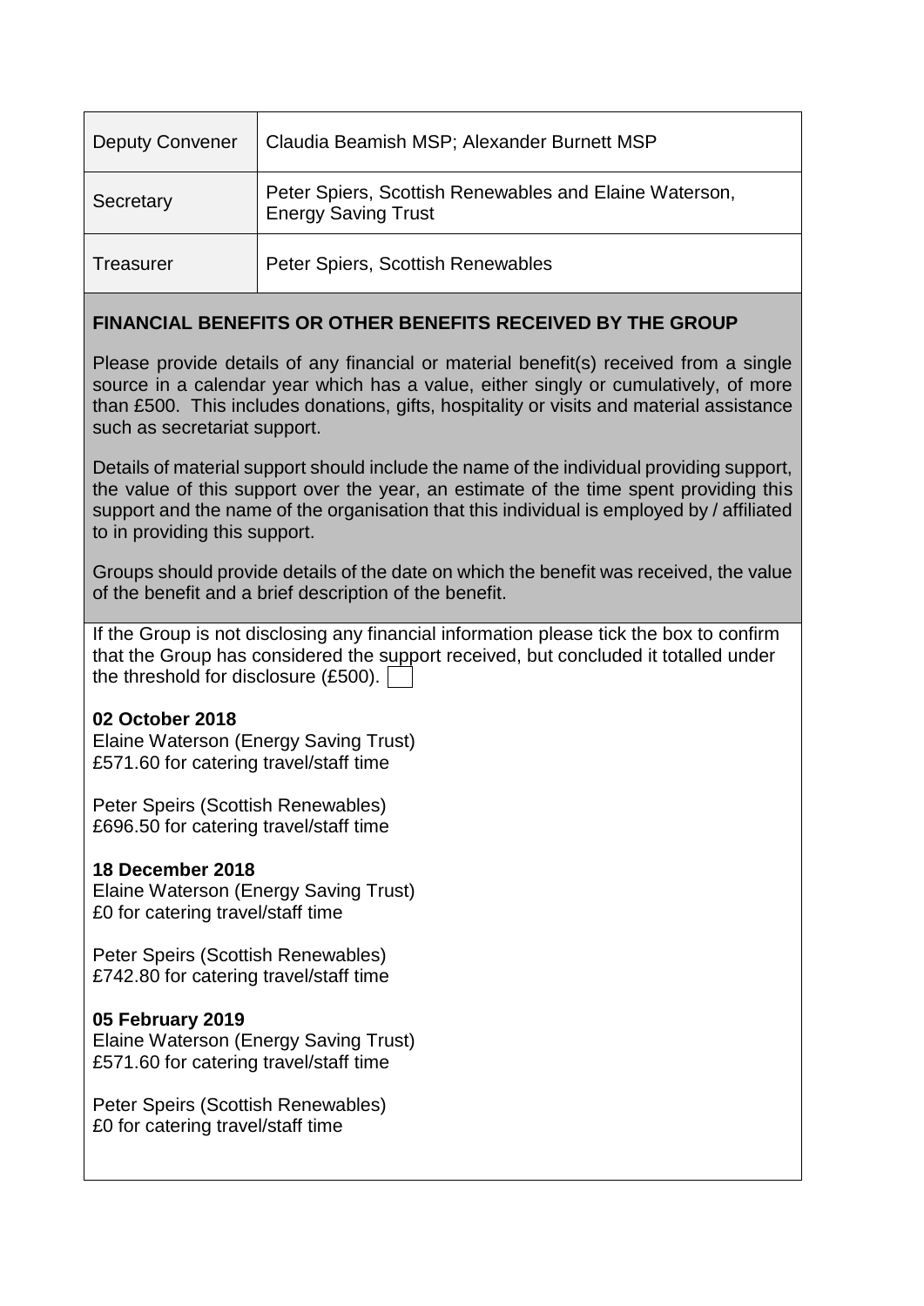| Deputy Convener | Claudia Beamish MSP; Alexander Burnett MSP |
|---|---|
| Secretary | Peter Spiers, Scottish Renewables and Elaine Waterson, Energy Saving Trust |
| Treasurer | Peter Spiers, Scottish Renewables |

**FINANCIAL BENEFITS OR OTHER BENEFITS RECEIVED BY THE GROUP**

Please provide details of any financial or material benefit(s) received from a single source in a calendar year which has a value, either singly or cumulatively, of more than £500. This includes donations, gifts, hospitality or visits and material assistance such as secretariat support.

Details of material support should include the name of the individual providing support, the value of this support over the year, an estimate of the time spent providing this support and the name of the organisation that this individual is employed by / affiliated to in providing this support.

Groups should provide details of the date on which the benefit was received, the value of the benefit and a brief description of the benefit.

If the Group is not disclosing any financial information please tick the box to confirm that the Group has considered the support received, but concluded it totalled under the threshold for disclosure (£500). ☐

**02 October 2018**
Elaine Waterson (Energy Saving Trust)
£571.60 for catering travel/staff time

Peter Speirs (Scottish Renewables)
£696.50 for catering travel/staff time

**18 December 2018**
Elaine Waterson (Energy Saving Trust)
£0 for catering travel/staff time

Peter Speirs (Scottish Renewables)
£742.80 for catering travel/staff time

**05 February 2019**
Elaine Waterson (Energy Saving Trust)
£571.60 for catering travel/staff time

Peter Speirs (Scottish Renewables)
£0 for catering travel/staff time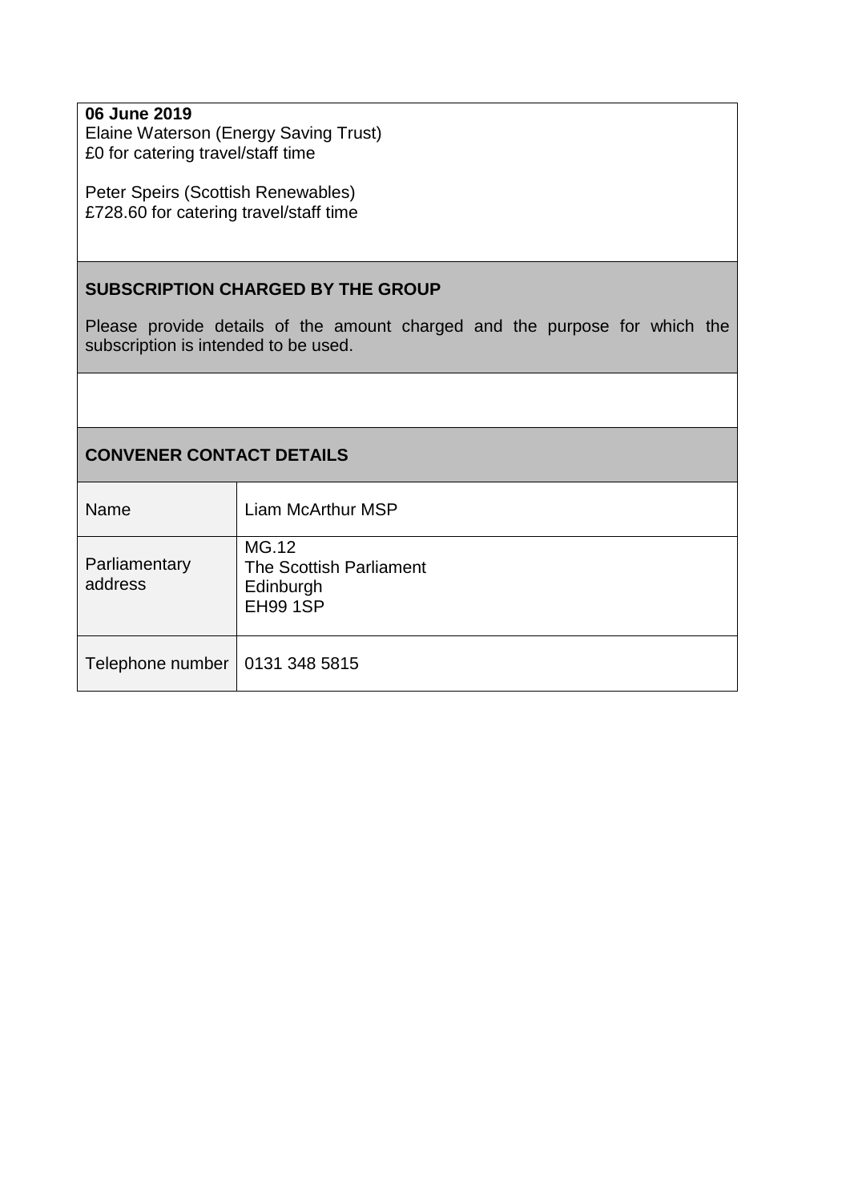**06 June 2019**
Elaine Waterson (Energy Saving Trust)
£0 for catering travel/staff time

Peter Speirs (Scottish Renewables)
£728.60 for catering travel/staff time

## SUBSCRIPTION CHARGED BY THE GROUP

Please provide details of the amount charged and the purpose for which the subscription is intended to be used.

## CONVENER CONTACT DETAILS

| | |
|---|---|
| Name | Liam McArthur MSP |
| Parliamentary address | MG.12<br>The Scottish Parliament<br>Edinburgh<br>EH99 1SP |
| Telephone number | 0131 348 5815 |